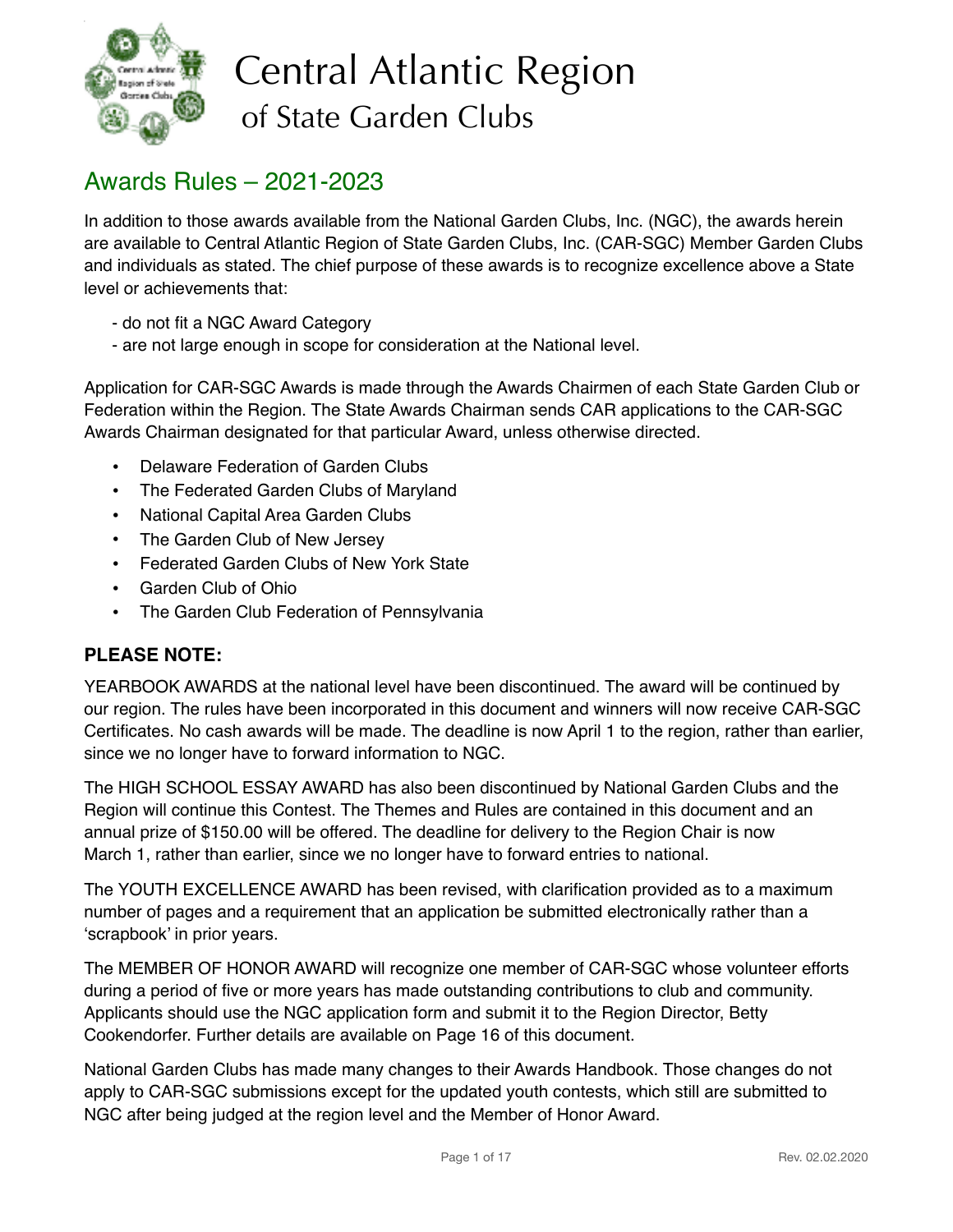# Central Atlantic Region of State Garden Clubs

## Awards Rules – 2021-2023

In addition to those awards available from the National Garden Clubs, Inc. (NGC), the awards herein are available to Central Atlantic Region of State Garden Clubs, Inc. (CAR-SGC) Member Garden Clubs and individuals as stated. The chief purpose of these awards is to recognize excellence above a State level or achievements that:

- do not fit a NGC Award Category
- are not large enough in scope for consideration at the National level.

Application for CAR-SGC Awards is made through the Awards Chairmen of each State Garden Club or Federation within the Region. The State Awards Chairman sends CAR applications to the CAR-SGC Awards Chairman designated for that particular Award, unless otherwise directed.

- Delaware Federation of Garden Clubs
- The Federated Garden Clubs of Maryland
- National Capital Area Garden Clubs
- The Garden Club of New Jersey
- Federated Garden Clubs of New York State
- Garden Club of Ohio
- The Garden Club Federation of Pennsylvania

### PLEASE NOTE:

YEARBOOK AWARDS at the national level have been discontinued. The award will be continued by our region. The rules have been incorporated in this document and winners will now receive CAR-SGC Certificates. No cash awards will be made. The deadline is now April 1 to the region, rather than earlier, since we no longer have to forward information to NGC.

The HIGH SCHOOL ESSAY AWARD has also been discontinued by National Garden Clubs and the Region will continue this Contest. The Themes and Rules are contained in this document and an annual prize of $150.00 will be offered. The deadline for delivery to the Region Chair is now March 1, rather than earlier, since we no longer have to forward entries to national.

The YOUTH EXCELLENCE AWARD has been revised, with clarification provided as to a maximum number of pages and a requirement that an application be submitted electronically rather than a 'scrapbook' in prior years.

The MEMBER OF HONOR AWARD will recognize one member of CAR-SGC whose volunteer efforts during a period of five or more years has made outstanding contributions to club and community. Applicants should use the NGC application form and submit it to the Region Director, Betty Cookendorfer. Further details are available on Page 16 of this document.

National Garden Clubs has made many changes to their Awards Handbook. Those changes do not apply to CAR-SGC submissions except for the updated youth contests, which still are submitted to NGC after being judged at the region level and the Member of Honor Award.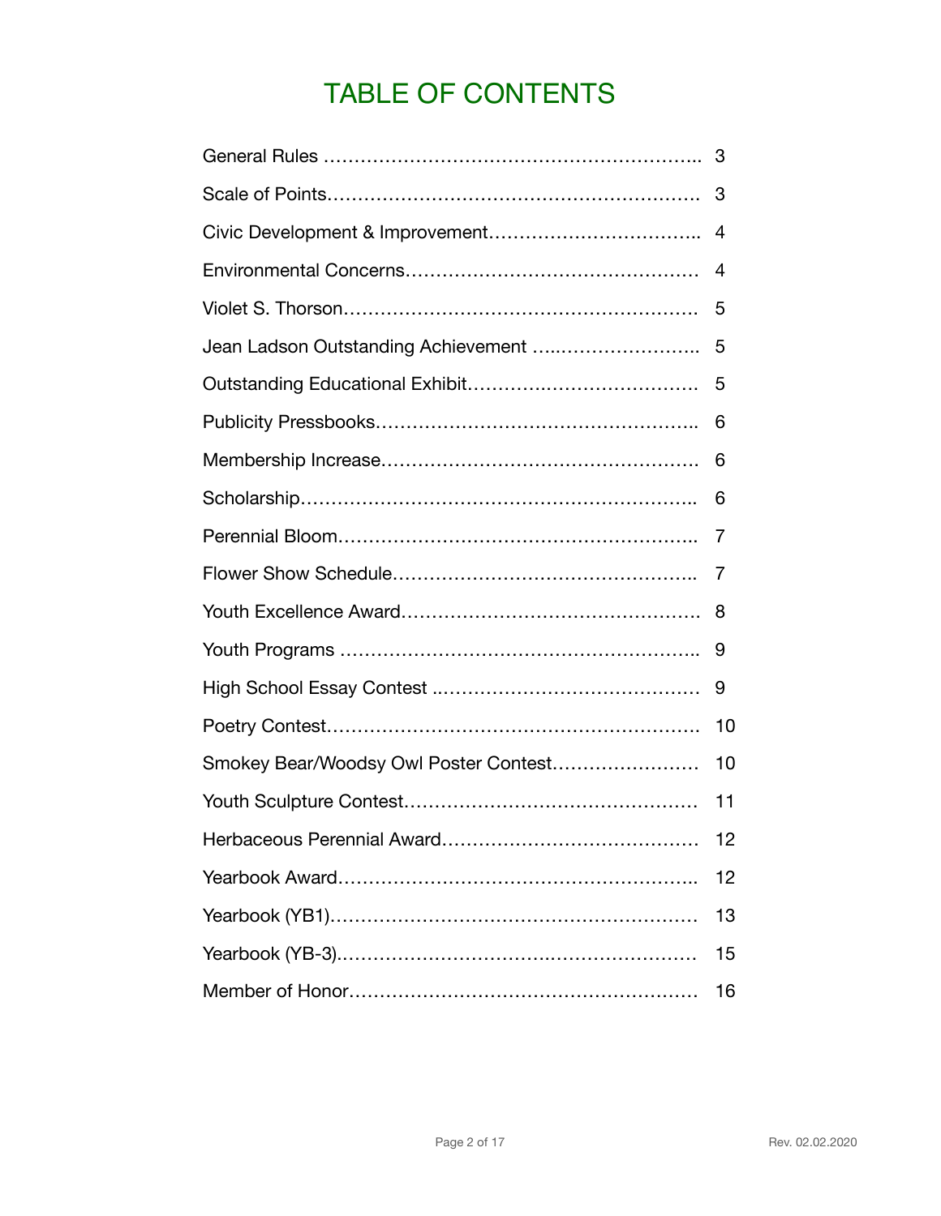# TABLE OF CONTENTS

| | |
|---|---|
| General Rules | 3 |
| Scale of Points | 3 |
| Civic Development & Improvement | 4 |
| Environmental Concerns | 4 |
| Violet S. Thorson | 5 |
| Jean Ladson Outstanding Achievement | 5 |
| Outstanding Educational Exhibit | 5 |
| Publicity Pressbooks | 6 |
| Membership Increase | 6 |
| Scholarship | 6 |
| Perennial Bloom | 7 |
| Flower Show Schedule | 7 |
| Youth Excellence Award | 8 |
| Youth Programs | 9 |
| High School Essay Contest | 9 |
| Poetry Contest | 10 |
| Smokey Bear/Woodsy Owl Poster Contest | 10 |
| Youth Sculpture Contest | 11 |
| Herbaceous Perennial Award | 12 |
| Yearbook Award | 12 |
| Yearbook (YB1) | 13 |
| Yearbook (YB-3) | 15 |
| Member of Honor | 16 |

Rev. 02.02.2020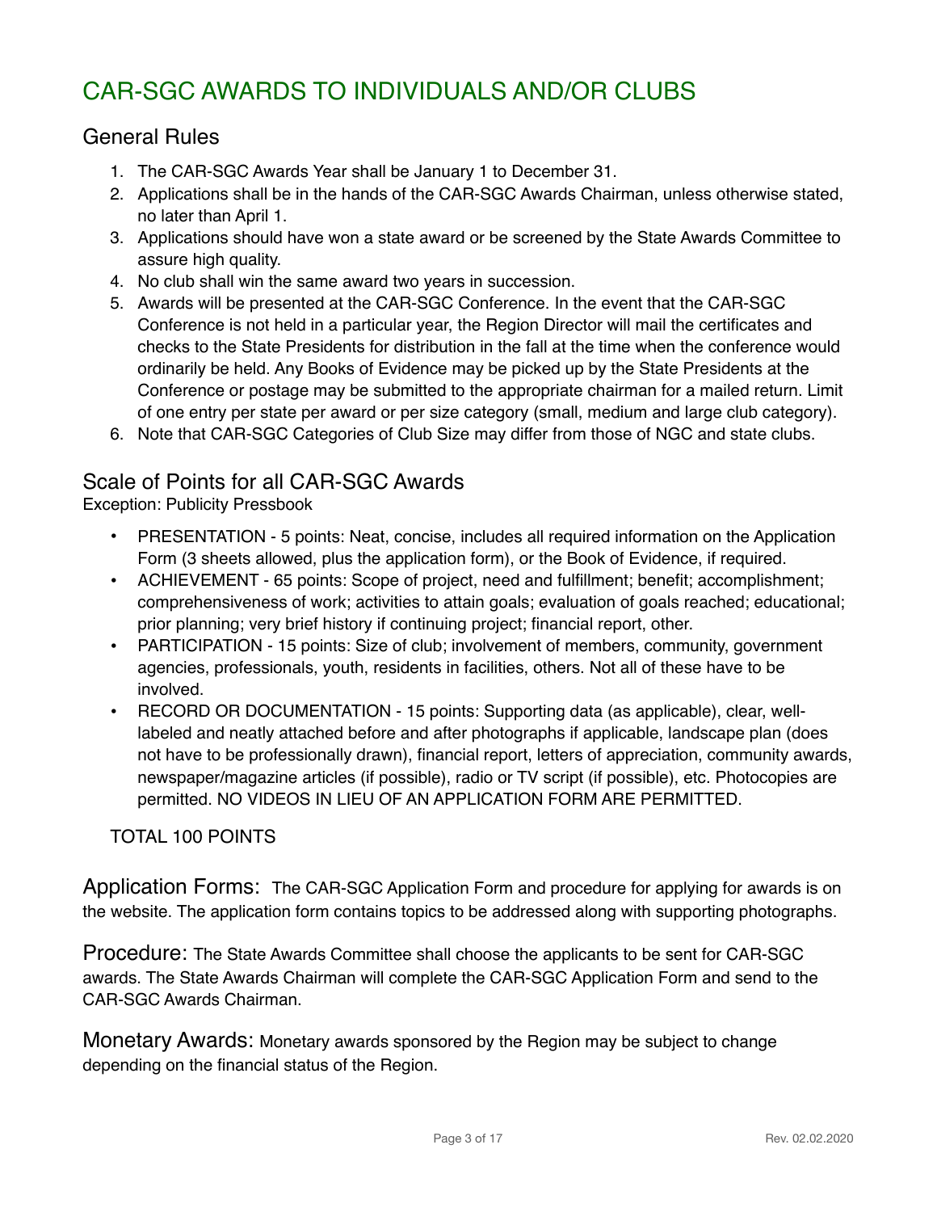# CAR-SGC AWARDS TO INDIVIDUALS AND/OR CLUBS

## General Rules

1. The CAR-SGC Awards Year shall be January 1 to December 31.
2. Applications shall be in the hands of the CAR-SGC Awards Chairman, unless otherwise stated, no later than April 1.
3. Applications should have won a state award or be screened by the State Awards Committee to assure high quality.
4. No club shall win the same award two years in succession.
5. Awards will be presented at the CAR-SGC Conference. In the event that the CAR-SGC Conference is not held in a particular year, the Region Director will mail the certificates and checks to the State Presidents for distribution in the fall at the time when the conference would ordinarily be held. Any Books of Evidence may be picked up by the State Presidents at the Conference or postage may be submitted to the appropriate chairman for a mailed return. Limit of one entry per state per award or per size category (small, medium and large club category).
6. Note that CAR-SGC Categories of Club Size may differ from those of NGC and state clubs.

## Scale of Points for all CAR-SGC Awards

Exception: Publicity Pressbook

- PRESENTATION - 5 points: Neat, concise, includes all required information on the Application Form (3 sheets allowed, plus the application form), or the Book of Evidence, if required.
- ACHIEVEMENT - 65 points: Scope of project, need and fulfillment; benefit; accomplishment; comprehensiveness of work; activities to attain goals; evaluation of goals reached; educational; prior planning; very brief history if continuing project; financial report, other.
- PARTICIPATION - 15 points: Size of club; involvement of members, community, government agencies, professionals, youth, residents in facilities, others. Not all of these have to be involved.
- RECORD OR DOCUMENTATION - 15 points: Supporting data (as applicable), clear, well-labeled and neatly attached before and after photographs if applicable, landscape plan (does not have to be professionally drawn), financial report, letters of appreciation, community awards, newspaper/magazine articles (if possible), radio or TV script (if possible), etc. Photocopies are permitted. NO VIDEOS IN LIEU OF AN APPLICATION FORM ARE PERMITTED.

TOTAL 100 POINTS

**Application Forms:** The CAR-SGC Application Form and procedure for applying for awards is on the website. The application form contains topics to be addressed along with supporting photographs.

**Procedure:** The State Awards Committee shall choose the applicants to be sent for CAR-SGC awards. The State Awards Chairman will complete the CAR-SGC Application Form and send to the CAR-SGC Awards Chairman.

**Monetary Awards:** Monetary awards sponsored by the Region may be subject to change depending on the financial status of the Region.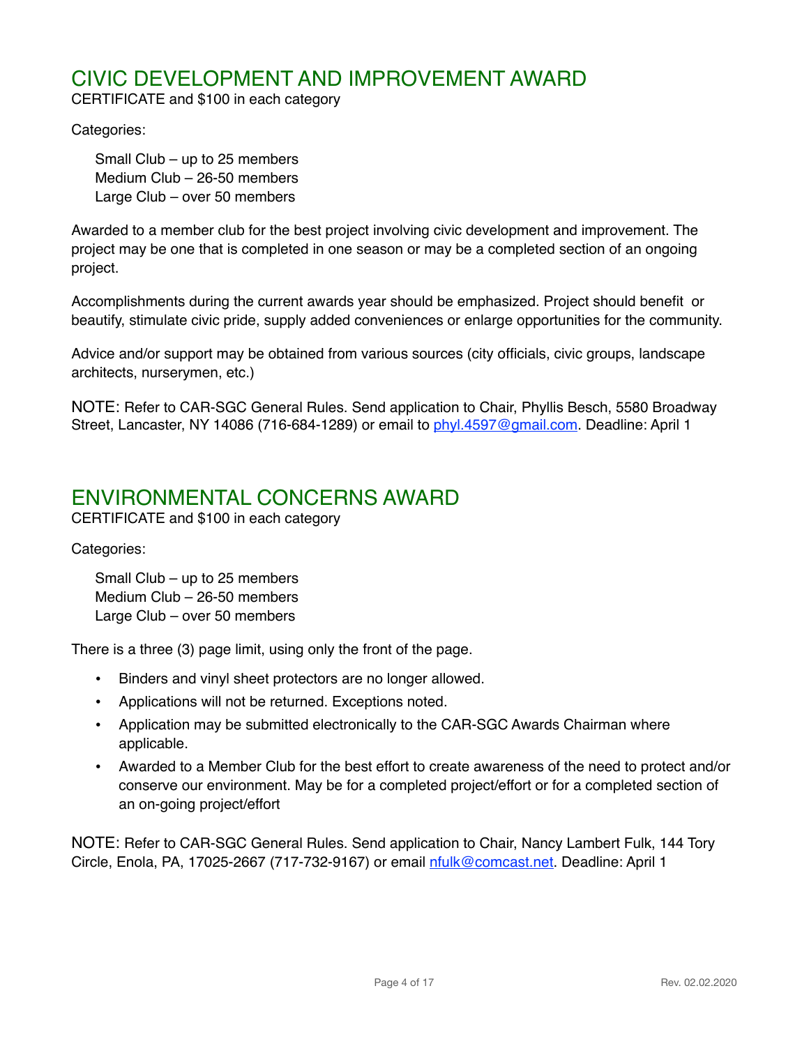## CIVIC DEVELOPMENT AND IMPROVEMENT AWARD

CERTIFICATE and $100 in each category

Categories:

Small Club – up to 25 members
Medium Club – 26-50 members
Large Club – over 50 members

Awarded to a member club for the best project involving civic development and improvement. The project may be one that is completed in one season or may be a completed section of an ongoing project.

Accomplishments during the current awards year should be emphasized. Project should benefit or beautify, stimulate civic pride, supply added conveniences or enlarge opportunities for the community.

Advice and/or support may be obtained from various sources (city officials, civic groups, landscape architects, nurserymen, etc.)

NOTE: Refer to CAR-SGC General Rules. Send application to Chair, Phyllis Besch, 5580 Broadway Street, Lancaster, NY 14086 (716-684-1289) or email to phyl.4597@gmail.com. Deadline: April 1

## ENVIRONMENTAL CONCERNS AWARD

CERTIFICATE and $100 in each category

Categories:

Small Club – up to 25 members
Medium Club – 26-50 members
Large Club – over 50 members

There is a three (3) page limit, using only the front of the page.

- Binders and vinyl sheet protectors are no longer allowed.
- Applications will not be returned. Exceptions noted.
- Application may be submitted electronically to the CAR-SGC Awards Chairman where applicable.
- Awarded to a Member Club for the best effort to create awareness of the need to protect and/or conserve our environment. May be for a completed project/effort or for a completed section of an on-going project/effort

NOTE: Refer to CAR-SGC General Rules. Send application to Chair, Nancy Lambert Fulk, 144 Tory Circle, Enola, PA, 17025-2667 (717-732-9167) or email nfulk@comcast.net. Deadline: April 1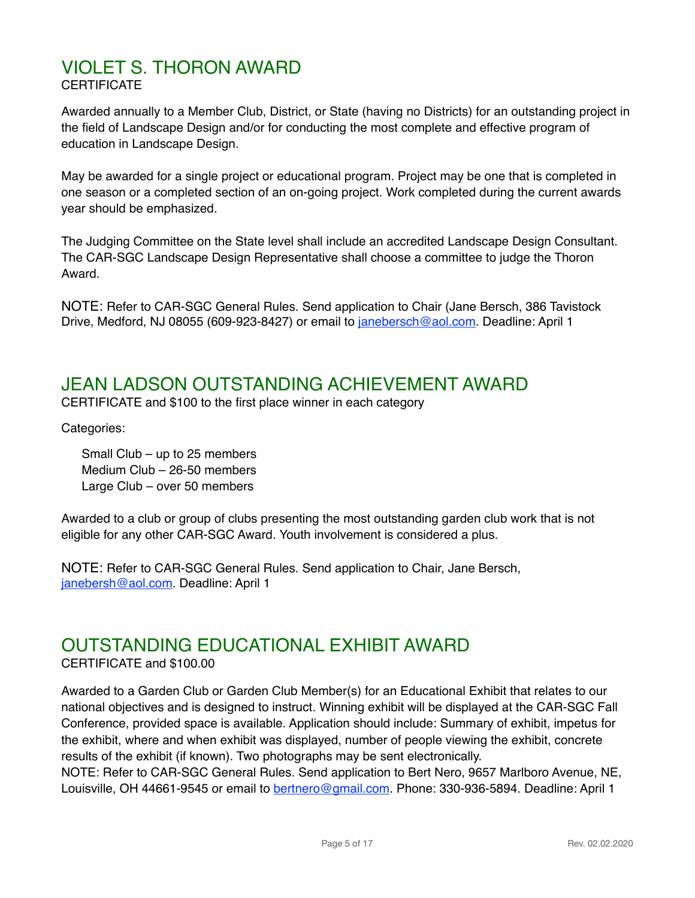## VIOLET S. THORON AWARD

CERTIFICATE

Awarded annually to a Member Club, District, or State (having no Districts) for an outstanding project in the field of Landscape Design and/or for conducting the most complete and effective program of education in Landscape Design.

May be awarded for a single project or educational program. Project may be one that is completed in one season or a completed section of an on-going project. Work completed during the current awards year should be emphasized.

The Judging Committee on the State level shall include an accredited Landscape Design Consultant. The CAR-SGC Landscape Design Representative shall choose a committee to judge the Thoron Award.

NOTE: Refer to CAR-SGC General Rules. Send application to Chair (Jane Bersch, 386 Tavistock Drive, Medford, NJ 08055 (609-923-8427) or email to janebersch@aol.com. Deadline: April 1

## JEAN LADSON OUTSTANDING ACHIEVEMENT AWARD

CERTIFICATE and $100 to the first place winner in each category

Categories:

- Small Club – up to 25 members
- Medium Club – 26-50 members
- Large Club – over 50 members

Awarded to a club or group of clubs presenting the most outstanding garden club work that is not eligible for any other CAR-SGC Award. Youth involvement is considered a plus.

NOTE: Refer to CAR-SGC General Rules. Send application to Chair, Jane Bersch, janebersh@aol.com. Deadline: April 1

## OUTSTANDING EDUCATIONAL EXHIBIT AWARD

CERTIFICATE and $100.00

Awarded to a Garden Club or Garden Club Member(s) for an Educational Exhibit that relates to our national objectives and is designed to instruct. Winning exhibit will be displayed at the CAR-SGC Fall Conference, provided space is available. Application should include: Summary of exhibit, impetus for the exhibit, where and when exhibit was displayed, number of people viewing the exhibit, concrete results of the exhibit (if known). Two photographs may be sent electronically.
NOTE: Refer to CAR-SGC General Rules. Send application to Bert Nero, 9657 Marlboro Avenue, NE, Louisville, OH 44661-9545 or email to bertnero@gmail.com. Phone: 330-936-5894. Deadline: April 1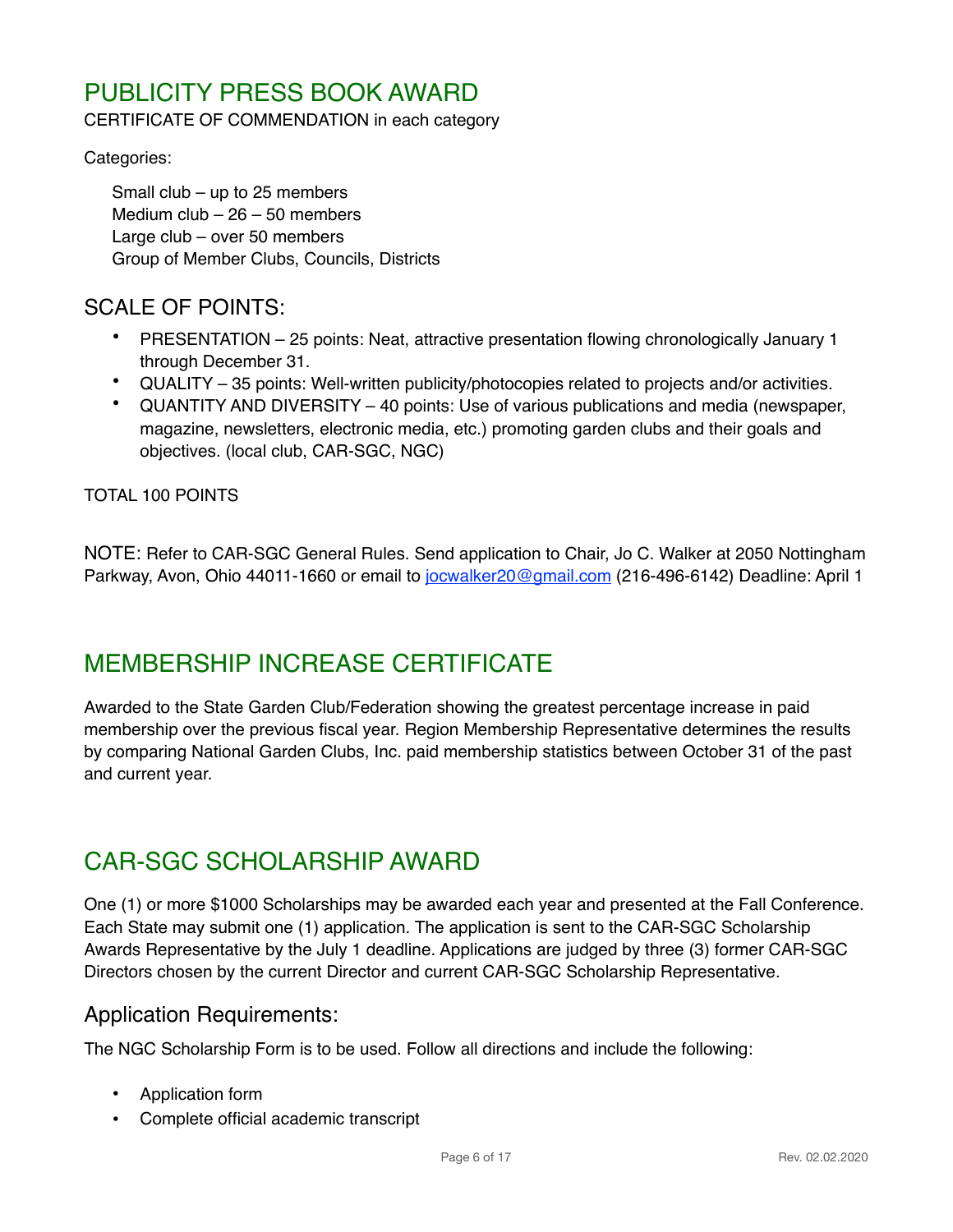## PUBLICITY PRESS BOOK AWARD

CERTIFICATE OF COMMENDATION in each category

Categories:

- Small club – up to 25 members
- Medium club – 26 – 50 members
- Large club – over 50 members
- Group of Member Clubs, Councils, Districts

### SCALE OF POINTS:

- PRESENTATION – 25 points: Neat, attractive presentation flowing chronologically January 1 through December 31.
- QUALITY – 35 points: Well-written publicity/photocopies related to projects and/or activities.
- QUANTITY AND DIVERSITY – 40 points: Use of various publications and media (newspaper, magazine, newsletters, electronic media, etc.) promoting garden clubs and their goals and objectives. (local club, CAR-SGC, NGC)

TOTAL 100 POINTS

NOTE: Refer to CAR-SGC General Rules. Send application to Chair, Jo C. Walker at 2050 Nottingham Parkway, Avon, Ohio 44011-1660 or email to jocwalker20@gmail.com (216-496-6142) Deadline: April 1

## MEMBERSHIP INCREASE CERTIFICATE

Awarded to the State Garden Club/Federation showing the greatest percentage increase in paid membership over the previous fiscal year. Region Membership Representative determines the results by comparing National Garden Clubs, Inc. paid membership statistics between October 31 of the past and current year.

## CAR-SGC SCHOLARSHIP AWARD

One (1) or more $1000 Scholarships may be awarded each year and presented at the Fall Conference. Each State may submit one (1) application. The application is sent to the CAR-SGC Scholarship Awards Representative by the July 1 deadline. Applications are judged by three (3) former CAR-SGC Directors chosen by the current Director and current CAR-SGC Scholarship Representative.

### Application Requirements:

The NGC Scholarship Form is to be used. Follow all directions and include the following:

- Application form
- Complete official academic transcript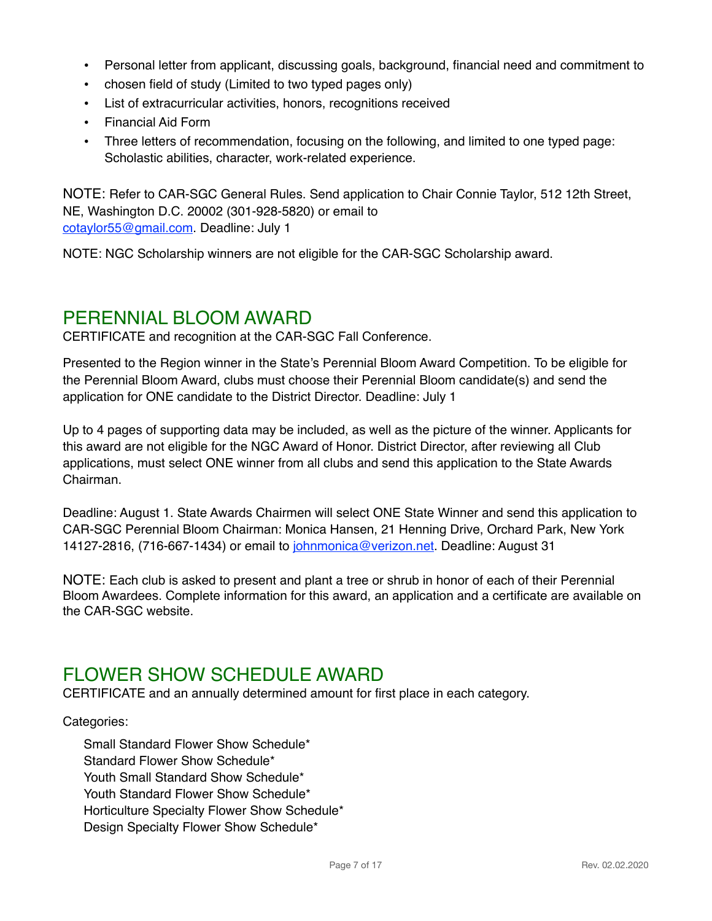- Personal letter from applicant, discussing goals, background, financial need and commitment to
- chosen field of study (Limited to two typed pages only)
- List of extracurricular activities, honors, recognitions received
- Financial Aid Form
- Three letters of recommendation, focusing on the following, and limited to one typed page: Scholastic abilities, character, work-related experience.

NOTE: Refer to CAR-SGC General Rules. Send application to Chair Connie Taylor, 512 12th Street, NE, Washington D.C. 20002 (301-928-5820) or email to cotaylor55@gmail.com. Deadline: July 1

NOTE: NGC Scholarship winners are not eligible for the CAR-SGC Scholarship award.

## PERENNIAL BLOOM AWARD

CERTIFICATE and recognition at the CAR-SGC Fall Conference.

Presented to the Region winner in the State's Perennial Bloom Award Competition. To be eligible for the Perennial Bloom Award, clubs must choose their Perennial Bloom candidate(s) and send the application for ONE candidate to the District Director. Deadline: July 1

Up to 4 pages of supporting data may be included, as well as the picture of the winner. Applicants for this award are not eligible for the NGC Award of Honor. District Director, after reviewing all Club applications, must select ONE winner from all clubs and send this application to the State Awards Chairman.

Deadline: August 1. State Awards Chairmen will select ONE State Winner and send this application to CAR-SGC Perennial Bloom Chairman: Monica Hansen, 21 Henning Drive, Orchard Park, New York 14127-2816, (716-667-1434) or email to johnmonica@verizon.net. Deadline: August 31

NOTE: Each club is asked to present and plant a tree or shrub in honor of each of their Perennial Bloom Awardees. Complete information for this award, an application and a certificate are available on the CAR-SGC website.

## FLOWER SHOW SCHEDULE AWARD

CERTIFICATE and an annually determined amount for first place in each category.

Categories:

Small Standard Flower Show Schedule*
Standard Flower Show Schedule*
Youth Small Standard Show Schedule*
Youth Standard Flower Show Schedule*
Horticulture Specialty Flower Show Schedule*
Design Specialty Flower Show Schedule*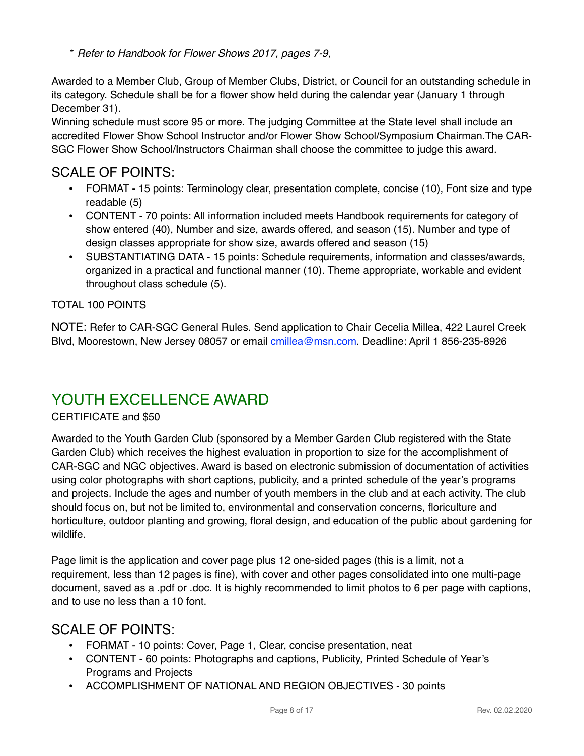*\* Refer to Handbook for Flower Shows 2017, pages 7-9,*

Awarded to a Member Club, Group of Member Clubs, District, or Council for an outstanding schedule in its category. Schedule shall be for a flower show held during the calendar year (January 1 through December 31).
Winning schedule must score 95 or more. The judging Committee at the State level shall include an accredited Flower Show School Instructor and/or Flower Show School/Symposium Chairman.The CAR-SGC Flower Show School/Instructors Chairman shall choose the committee to judge this award.

### SCALE OF POINTS:

- FORMAT - 15 points: Terminology clear, presentation complete, concise (10), Font size and type readable (5)
- CONTENT - 70 points: All information included meets Handbook requirements for category of show entered (40), Number and size, awards offered, and season (15). Number and type of design classes appropriate for show size, awards offered and season (15)
- SUBSTANTIATING DATA - 15 points: Schedule requirements, information and classes/awards, organized in a practical and functional manner (10). Theme appropriate, workable and evident throughout class schedule (5).

TOTAL 100 POINTS

NOTE: Refer to CAR-SGC General Rules. Send application to Chair Cecelia Millea, 422 Laurel Creek Blvd, Moorestown, New Jersey 08057 or email cmillea@msn.com. Deadline: April 1 856-235-8926

## YOUTH EXCELLENCE AWARD

CERTIFICATE and $50

Awarded to the Youth Garden Club (sponsored by a Member Garden Club registered with the State Garden Club) which receives the highest evaluation in proportion to size for the accomplishment of CAR-SGC and NGC objectives. Award is based on electronic submission of documentation of activities using color photographs with short captions, publicity, and a printed schedule of the year's programs and projects. Include the ages and number of youth members in the club and at each activity. The club should focus on, but not be limited to, environmental and conservation concerns, floriculture and horticulture, outdoor planting and growing, floral design, and education of the public about gardening for wildlife.

Page limit is the application and cover page plus 12 one-sided pages (this is a limit, not a requirement, less than 12 pages is fine), with cover and other pages consolidated into one multi-page document, saved as a .pdf or .doc. It is highly recommended to limit photos to 6 per page with captions, and to use no less than a 10 font.

### SCALE OF POINTS:

- FORMAT - 10 points: Cover, Page 1, Clear, concise presentation, neat
- CONTENT - 60 points: Photographs and captions, Publicity, Printed Schedule of Year's Programs and Projects
- ACCOMPLISHMENT OF NATIONAL AND REGION OBJECTIVES - 30 points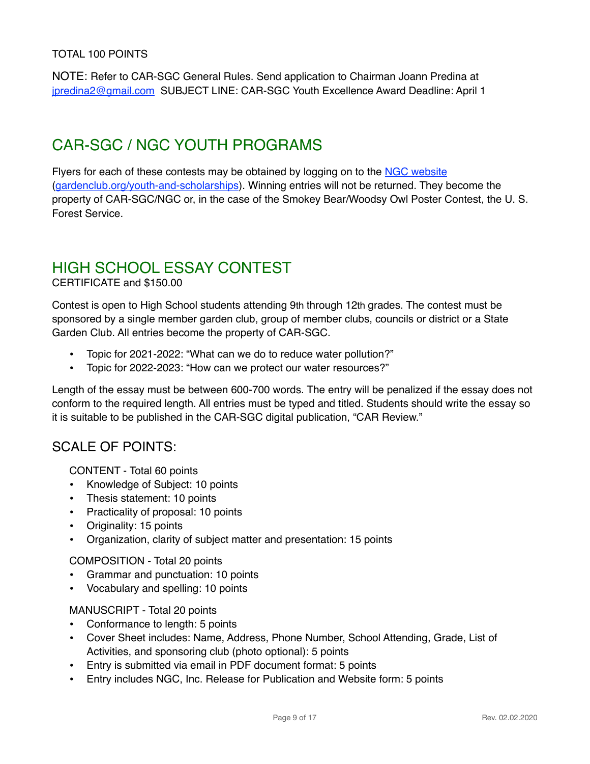TOTAL 100 POINTS

NOTE: Refer to CAR-SGC General Rules. Send application to Chairman Joann Predina at [jpredina2@gmail.com](mailto:jpredina2@gmail.com) SUBJECT LINE: CAR-SGC Youth Excellence Award Deadline: April 1

## CAR-SGC / NGC YOUTH PROGRAMS

Flyers for each of these contests may be obtained by logging on to the [NGC website](https://gardenclub.org/youth-and-scholarships) ([gardenclub.org/youth-and-scholarships](https://gardenclub.org/youth-and-scholarships)). Winning entries will not be returned. They become the property of CAR-SGC/NGC or, in the case of the Smokey Bear/Woodsy Owl Poster Contest, the U. S. Forest Service.

## HIGH SCHOOL ESSAY CONTEST

CERTIFICATE and $150.00

Contest is open to High School students attending 9th through 12th grades. The contest must be sponsored by a single member garden club, group of member clubs, councils or district or a State Garden Club. All entries become the property of CAR-SGC.

- Topic for 2021-2022: "What can we do to reduce water pollution?"
- Topic for 2022-2023: "How can we protect our water resources?"

Length of the essay must be between 600-700 words. The entry will be penalized if the essay does not conform to the required length. All entries must be typed and titled. Students should write the essay so it is suitable to be published in the CAR-SGC digital publication, "CAR Review."

### SCALE OF POINTS:

CONTENT - Total 60 points

- Knowledge of Subject: 10 points
- Thesis statement: 10 points
- Practicality of proposal: 10 points
- Originality: 15 points
- Organization, clarity of subject matter and presentation: 15 points

COMPOSITION - Total 20 points

- Grammar and punctuation: 10 points
- Vocabulary and spelling: 10 points

MANUSCRIPT - Total 20 points

- Conformance to length: 5 points
- Cover Sheet includes: Name, Address, Phone Number, School Attending, Grade, List of Activities, and sponsoring club (photo optional): 5 points
- Entry is submitted via email in PDF document format: 5 points
- Entry includes NGC, Inc. Release for Publication and Website form: 5 points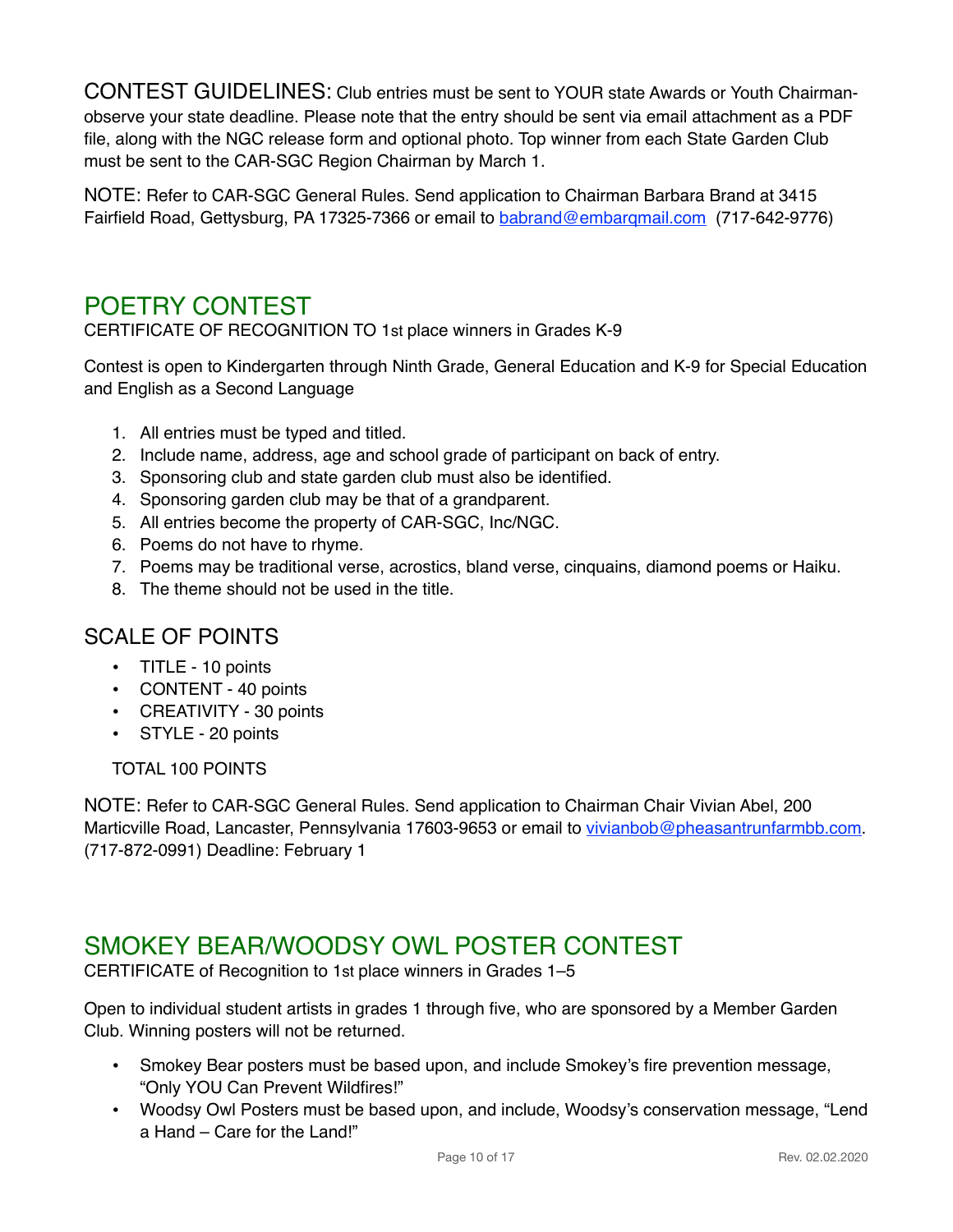CONTEST GUIDELINES: Club entries must be sent to YOUR state Awards or Youth Chairman-observe your state deadline. Please note that the entry should be sent via email attachment as a PDF file, along with the NGC release form and optional photo. Top winner from each State Garden Club must be sent to the CAR-SGC Region Chairman by March 1.

NOTE: Refer to CAR-SGC General Rules. Send application to Chairman Barbara Brand at 3415 Fairfield Road, Gettysburg, PA 17325-7366 or email to babrand@embarqmail.com (717-642-9776)

## POETRY CONTEST

CERTIFICATE OF RECOGNITION TO 1st place winners in Grades K-9

Contest is open to Kindergarten through Ninth Grade, General Education and K-9 for Special Education and English as a Second Language

1. All entries must be typed and titled.
2. Include name, address, age and school grade of participant on back of entry.
3. Sponsoring club and state garden club must also be identified.
4. Sponsoring garden club may be that of a grandparent.
5. All entries become the property of CAR-SGC, Inc/NGC.
6. Poems do not have to rhyme.
7. Poems may be traditional verse, acrostics, bland verse, cinquains, diamond poems or Haiku.
8. The theme should not be used in the title.

### SCALE OF POINTS

- TITLE - 10 points
- CONTENT - 40 points
- CREATIVITY - 30 points
- STYLE - 20 points

TOTAL 100 POINTS

NOTE: Refer to CAR-SGC General Rules. Send application to Chairman Chair Vivian Abel, 200 Marticville Road, Lancaster, Pennsylvania 17603-9653 or email to vivianbob@pheasantrunfarmbb.com. (717-872-0991) Deadline: February 1

## SMOKEY BEAR/WOODSY OWL POSTER CONTEST

CERTIFICATE of Recognition to 1st place winners in Grades 1–5

Open to individual student artists in grades 1 through five, who are sponsored by a Member Garden Club. Winning posters will not be returned.

- Smokey Bear posters must be based upon, and include Smokey's fire prevention message, "Only YOU Can Prevent Wildfires!"
- Woodsy Owl Posters must be based upon, and include, Woodsy's conservation message, "Lend a Hand – Care for the Land!"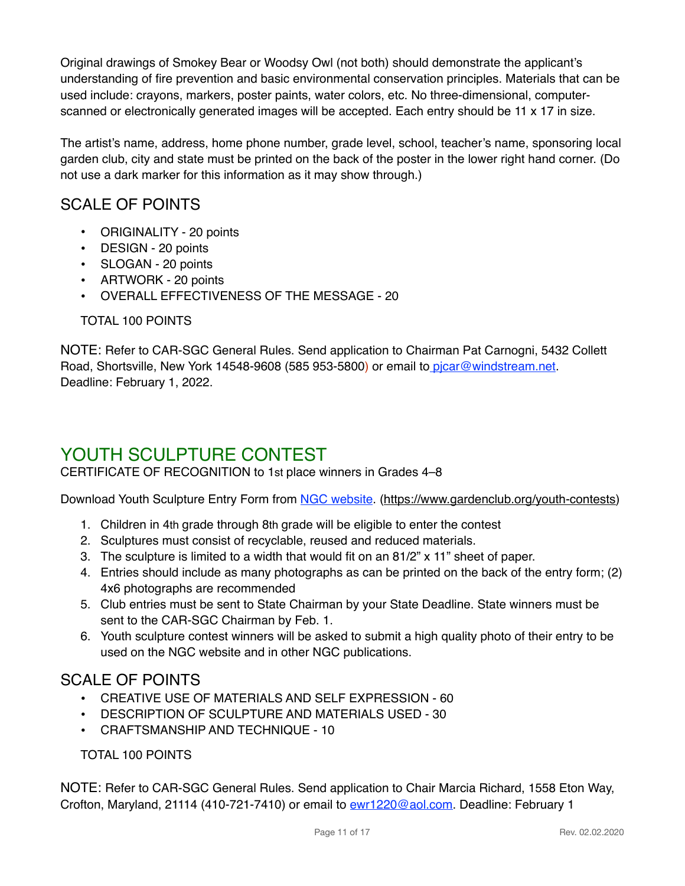Original drawings of Smokey Bear or Woodsy Owl (not both) should demonstrate the applicant's understanding of fire prevention and basic environmental conservation principles. Materials that can be used include: crayons, markers, poster paints, water colors, etc. No three-dimensional, computer-scanned or electronically generated images will be accepted. Each entry should be 11 x 17 in size.

The artist's name, address, home phone number, grade level, school, teacher's name, sponsoring local garden club, city and state must be printed on the back of the poster in the lower right hand corner. (Do not use a dark marker for this information as it may show through.)

## SCALE OF POINTS

- ORIGINALITY - 20 points
- DESIGN - 20 points
- SLOGAN - 20 points
- ARTWORK - 20 points
- OVERALL EFFECTIVENESS OF THE MESSAGE - 20

TOTAL 100 POINTS

NOTE: Refer to CAR-SGC General Rules. Send application to Chairman Pat Carnogni, 5432 Collett Road, Shortsville, New York 14548-9608 (585 953-5800) or email to pjcar@windstream.net. Deadline: February 1, 2022.

# YOUTH SCULPTURE CONTEST

CERTIFICATE OF RECOGNITION to 1st place winners in Grades 4–8

Download Youth Sculpture Entry Form from NGC website. (https://www.gardenclub.org/youth-contests)

1. Children in 4th grade through 8th grade will be eligible to enter the contest
2. Sculptures must consist of recyclable, reused and reduced materials.
3. The sculpture is limited to a width that would fit on an 81/2" x 11" sheet of paper.
4. Entries should include as many photographs as can be printed on the back of the entry form; (2) 4x6 photographs are recommended
5. Club entries must be sent to State Chairman by your State Deadline. State winners must be sent to the CAR-SGC Chairman by Feb. 1.
6. Youth sculpture contest winners will be asked to submit a high quality photo of their entry to be used on the NGC website and in other NGC publications.

## SCALE OF POINTS

- CREATIVE USE OF MATERIALS AND SELF EXPRESSION - 60
- DESCRIPTION OF SCULPTURE AND MATERIALS USED - 30
- CRAFTSMANSHIP AND TECHNIQUE - 10

TOTAL 100 POINTS

NOTE: Refer to CAR-SGC General Rules. Send application to Chair Marcia Richard, 1558 Eton Way, Crofton, Maryland, 21114 (410-721-7410) or email to ewr1220@aol.com. Deadline: February 1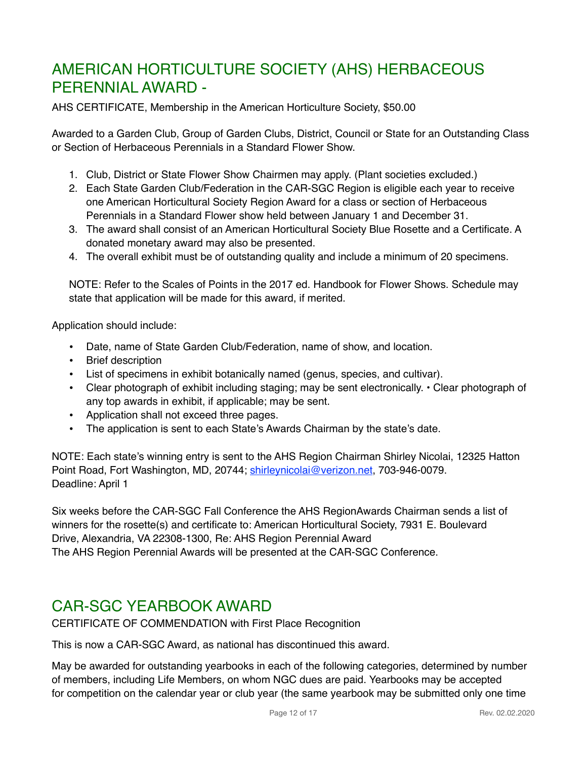## AMERICAN HORTICULTURE SOCIETY (AHS) HERBACEOUS PERENNIAL AWARD -

AHS CERTIFICATE, Membership in the American Horticulture Society, $50.00

Awarded to a Garden Club, Group of Garden Clubs, District, Council or State for an Outstanding Class or Section of Herbaceous Perennials in a Standard Flower Show.

1. Club, District or State Flower Show Chairmen may apply. (Plant societies excluded.)
2. Each State Garden Club/Federation in the CAR-SGC Region is eligible each year to receive one American Horticultural Society Region Award for a class or section of Herbaceous Perennials in a Standard Flower show held between January 1 and December 31.
3. The award shall consist of an American Horticultural Society Blue Rosette and a Certificate. A donated monetary award may also be presented.
4. The overall exhibit must be of outstanding quality and include a minimum of 20 specimens.

NOTE: Refer to the Scales of Points in the 2017 ed. Handbook for Flower Shows. Schedule may state that application will be made for this award, if merited.

Application should include:

- Date, name of State Garden Club/Federation, name of show, and location.
- Brief description
- List of specimens in exhibit botanically named (genus, species, and cultivar).
- Clear photograph of exhibit including staging; may be sent electronically. • Clear photograph of any top awards in exhibit, if applicable; may be sent.
- Application shall not exceed three pages.
- The application is sent to each State's Awards Chairman by the state's date.

NOTE: Each state's winning entry is sent to the AHS Region Chairman Shirley Nicolai, 12325 Hatton Point Road, Fort Washington, MD, 20744; shirleynicolai@verizon.net, 703-946-0079.
Deadline: April 1

Six weeks before the CAR-SGC Fall Conference the AHS RegionAwards Chairman sends a list of winners for the rosette(s) and certificate to: American Horticultural Society, 7931 E. Boulevard Drive, Alexandria, VA 22308-1300, Re: AHS Region Perennial Award
The AHS Region Perennial Awards will be presented at the CAR-SGC Conference.

## CAR-SGC YEARBOOK AWARD

CERTIFICATE OF COMMENDATION with First Place Recognition

This is now a CAR-SGC Award, as national has discontinued this award.

May be awarded for outstanding yearbooks in each of the following categories, determined by number of members, including Life Members, on whom NGC dues are paid. Yearbooks may be accepted for competition on the calendar year or club year (the same yearbook may be submitted only one time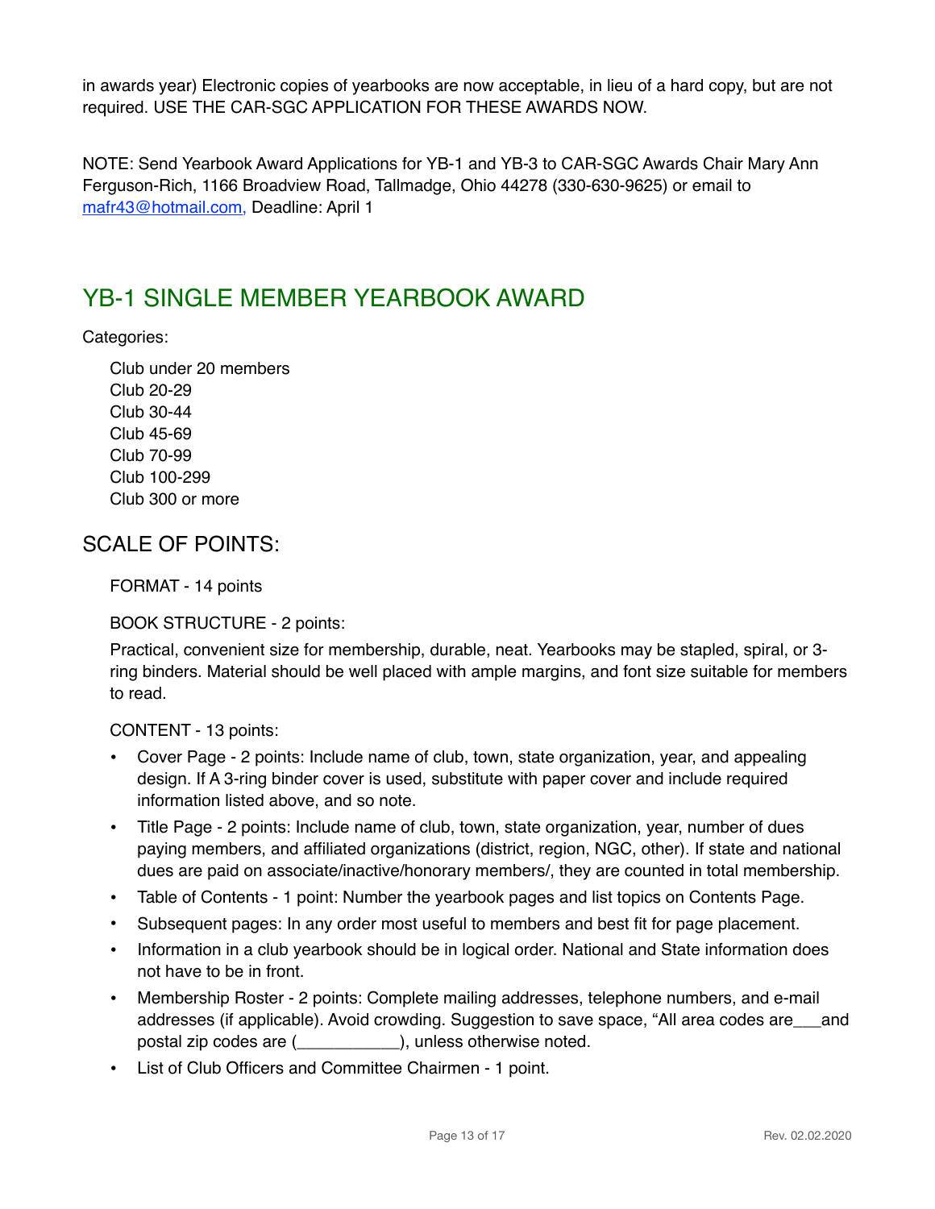in awards year) Electronic copies of yearbooks are now acceptable, in lieu of a hard copy, but are not required. USE THE CAR-SGC APPLICATION FOR THESE AWARDS NOW.

NOTE: Send Yearbook Award Applications for YB-1 and YB-3 to CAR-SGC Awards Chair Mary Ann Ferguson-Rich, 1166 Broadview Road, Tallmadge, Ohio 44278 (330-630-9625) or email to mafr43@hotmail.com, Deadline: April 1

## YB-1 SINGLE MEMBER YEARBOOK AWARD

Categories:

Club under 20 members
Club 20-29
Club 30-44
Club 45-69
Club 70-99
Club 100-299
Club 300 or more

### SCALE OF POINTS:

FORMAT - 14 points

BOOK STRUCTURE - 2 points:

Practical, convenient size for membership, durable, neat. Yearbooks may be stapled, spiral, or 3-ring binders. Material should be well placed with ample margins, and font size suitable for members to read.

CONTENT - 13 points:

- Cover Page - 2 points: Include name of club, town, state organization, year, and appealing design. If A 3-ring binder cover is used, substitute with paper cover and include required information listed above, and so note.
- Title Page - 2 points: Include name of club, town, state organization, year, number of dues paying members, and affiliated organizations (district, region, NGC, other). If state and national dues are paid on associate/inactive/honorary members/, they are counted in total membership.
- Table of Contents - 1 point: Number the yearbook pages and list topics on Contents Page.
- Subsequent pages: In any order most useful to members and best fit for page placement.
- Information in a club yearbook should be in logical order. National and State information does not have to be in front.
- Membership Roster - 2 points: Complete mailing addresses, telephone numbers, and e-mail addresses (if applicable). Avoid crowding. Suggestion to save space, "All area codes are___and postal zip codes are (___________), unless otherwise noted.
- List of Club Officers and Committee Chairmen - 1 point.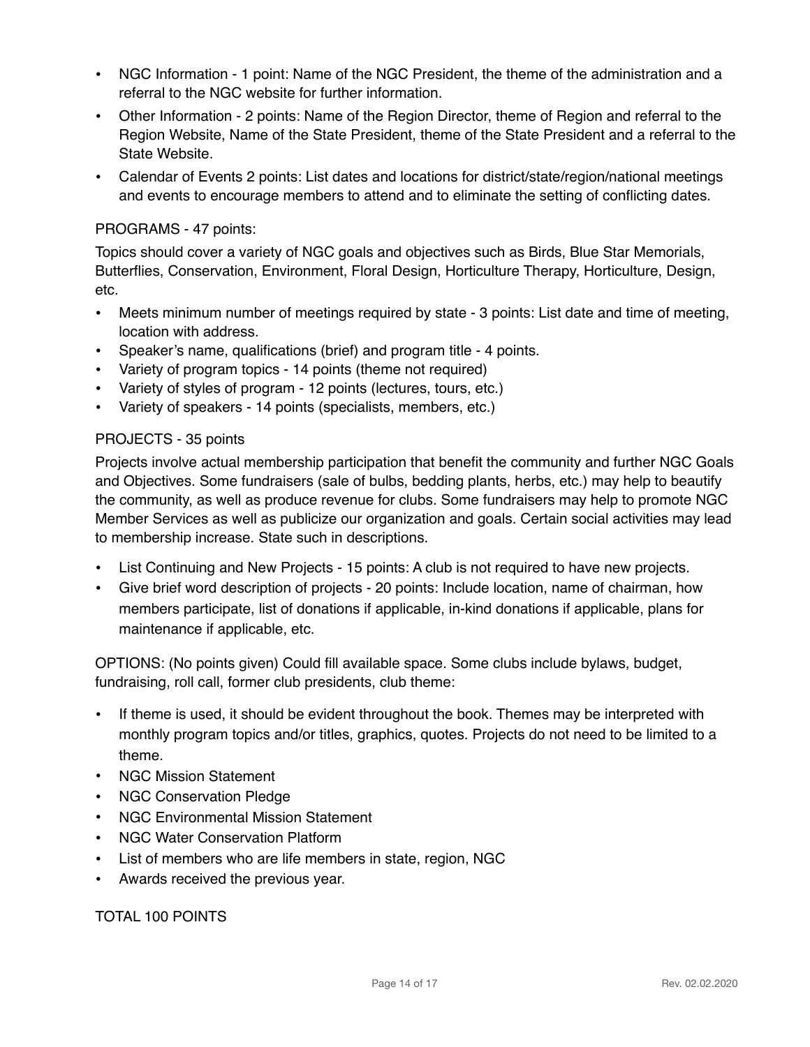- NGC Information - 1 point: Name of the NGC President, the theme of the administration and a referral to the NGC website for further information.
- Other Information - 2 points: Name of the Region Director, theme of Region and referral to the Region Website, Name of the State President, theme of the State President and a referral to the State Website.
- Calendar of Events 2 points: List dates and locations for district/state/region/national meetings and events to encourage members to attend and to eliminate the setting of conflicting dates.

PROGRAMS - 47 points:

Topics should cover a variety of NGC goals and objectives such as Birds, Blue Star Memorials, Butterflies, Conservation, Environment, Floral Design, Horticulture Therapy, Horticulture, Design, etc.

- Meets minimum number of meetings required by state - 3 points: List date and time of meeting, location with address.
- Speaker's name, qualifications (brief) and program title - 4 points.
- Variety of program topics - 14 points (theme not required)
- Variety of styles of program - 12 points (lectures, tours, etc.)
- Variety of speakers - 14 points (specialists, members, etc.)

PROJECTS - 35 points

Projects involve actual membership participation that benefit the community and further NGC Goals and Objectives. Some fundraisers (sale of bulbs, bedding plants, herbs, etc.) may help to beautify the community, as well as produce revenue for clubs. Some fundraisers may help to promote NGC Member Services as well as publicize our organization and goals. Certain social activities may lead to membership increase. State such in descriptions.

- List Continuing and New Projects - 15 points: A club is not required to have new projects.
- Give brief word description of projects - 20 points: Include location, name of chairman, how members participate, list of donations if applicable, in-kind donations if applicable, plans for maintenance if applicable, etc.

OPTIONS: (No points given) Could fill available space. Some clubs include bylaws, budget, fundraising, roll call, former club presidents, club theme:

- If theme is used, it should be evident throughout the book. Themes may be interpreted with monthly program topics and/or titles, graphics, quotes. Projects do not need to be limited to a theme.
- NGC Mission Statement
- NGC Conservation Pledge
- NGC Environmental Mission Statement
- NGC Water Conservation Platform
- List of members who are life members in state, region, NGC
- Awards received the previous year.

TOTAL 100 POINTS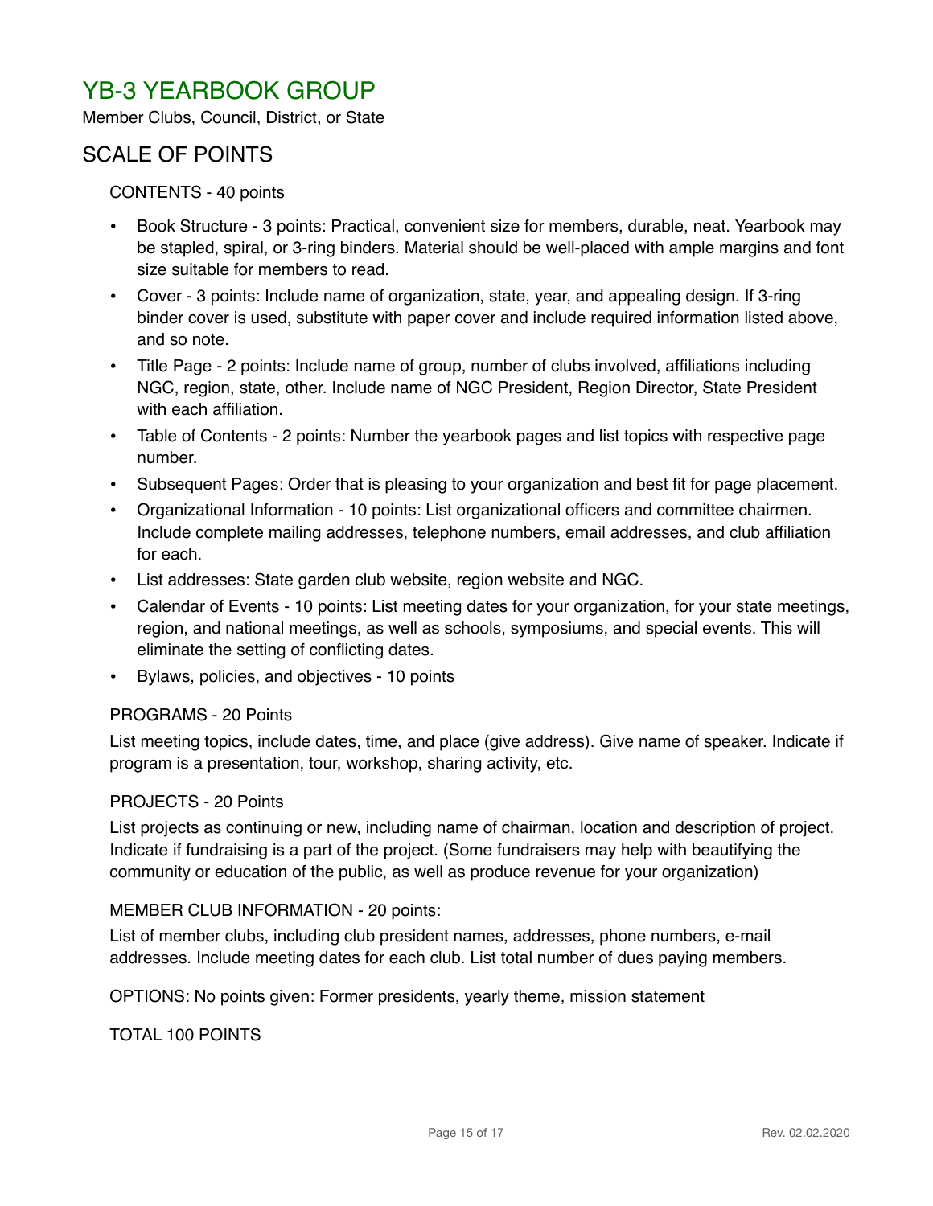# YB-3 YEARBOOK GROUP

Member Clubs, Council, District, or State

## SCALE OF POINTS

CONTENTS - 40 points

- Book Structure - 3 points: Practical, convenient size for members, durable, neat. Yearbook may be stapled, spiral, or 3-ring binders. Material should be well-placed with ample margins and font size suitable for members to read.
- Cover - 3 points: Include name of organization, state, year, and appealing design. If 3-ring binder cover is used, substitute with paper cover and include required information listed above, and so note.
- Title Page - 2 points: Include name of group, number of clubs involved, affiliations including NGC, region, state, other. Include name of NGC President, Region Director, State President with each affiliation.
- Table of Contents - 2 points: Number the yearbook pages and list topics with respective page number.
- Subsequent Pages: Order that is pleasing to your organization and best fit for page placement.
- Organizational Information - 10 points: List organizational officers and committee chairmen. Include complete mailing addresses, telephone numbers, email addresses, and club affiliation for each.
- List addresses: State garden club website, region website and NGC.
- Calendar of Events - 10 points: List meeting dates for your organization, for your state meetings, region, and national meetings, as well as schools, symposiums, and special events. This will eliminate the setting of conflicting dates.
- Bylaws, policies, and objectives - 10 points

PROGRAMS - 20 Points

List meeting topics, include dates, time, and place (give address). Give name of speaker. Indicate if program is a presentation, tour, workshop, sharing activity, etc.

PROJECTS - 20 Points

List projects as continuing or new, including name of chairman, location and description of project. Indicate if fundraising is a part of the project. (Some fundraisers may help with beautifying the community or education of the public, as well as produce revenue for your organization)

MEMBER CLUB INFORMATION - 20 points:

List of member clubs, including club president names, addresses, phone numbers, e-mail addresses. Include meeting dates for each club. List total number of dues paying members.

OPTIONS: No points given: Former presidents, yearly theme, mission statement

TOTAL 100 POINTS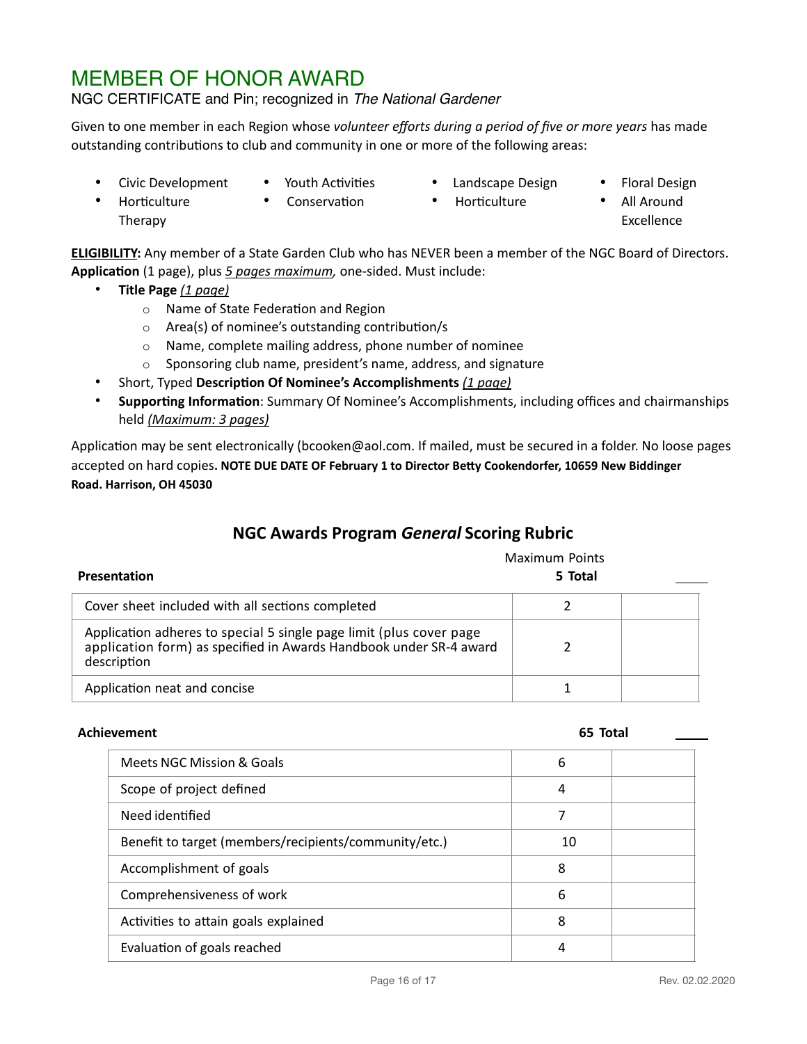# MEMBER OF HONOR AWARD

NGC CERTIFICATE and Pin; recognized in *The National Gardener*

Given to one member in each Region whose *volunteer efforts during a period of five or more years* has made outstanding contributions to club and community in one or more of the following areas:

- Civic Development
- Horticulture Therapy
- Youth Activities
- Conservation
- Landscape Design
- Horticulture
- Floral Design
- All Around Excellence

**ELIGIBILITY:** Any member of a State Garden Club who has NEVER been a member of the NGC Board of Directors.
**Application** (1 page), plus *5 pages maximum,* one-sided. Must include:

- **Title Page** *(1 page)*
    - Name of State Federation and Region
    - Area(s) of nominee's outstanding contribution/s
    - Name, complete mailing address, phone number of nominee
    - Sponsoring club name, president's name, address, and signature
- Short, Typed **Description Of Nominee's Accomplishments** *(1 page)*
- **Supporting Information**: Summary Of Nominee's Accomplishments, including offices and chairmanships held *(Maximum: 3 pages)*

Application may be sent electronically (bcooken@aol.com. If mailed, must be secured in a folder. No loose pages accepted on hard copies**. NOTE DUE DATE OF February 1 to Director Betty Cookendorfer, 10659 New Biddinger Road. Harrison, OH 45030**

## NGC Awards Program *General* Scoring Rubric

| **Presentation** | Maximum Points **5 Total** | ____ |
|---|---|---|
| Cover sheet included with all sections completed | 2 | |
| Application adheres to special 5 single page limit (plus cover page application form) as specified in Awards Handbook under SR-4 award description | 2 | |
| Application neat and concise | 1 | |

| **Achievement** | **65 Total** | ____ |
|---|---|---|
| Meets NGC Mission & Goals | 6 | |
| Scope of project defined | 4 | |
| Need identified | 7 | |
| Benefit to target (members/recipients/community/etc.) | 10 | |
| Accomplishment of goals | 8 | |
| Comprehensiveness of work | 6 | |
| Activities to attain goals explained | 8 | |
| Evaluation of goals reached | 4 | |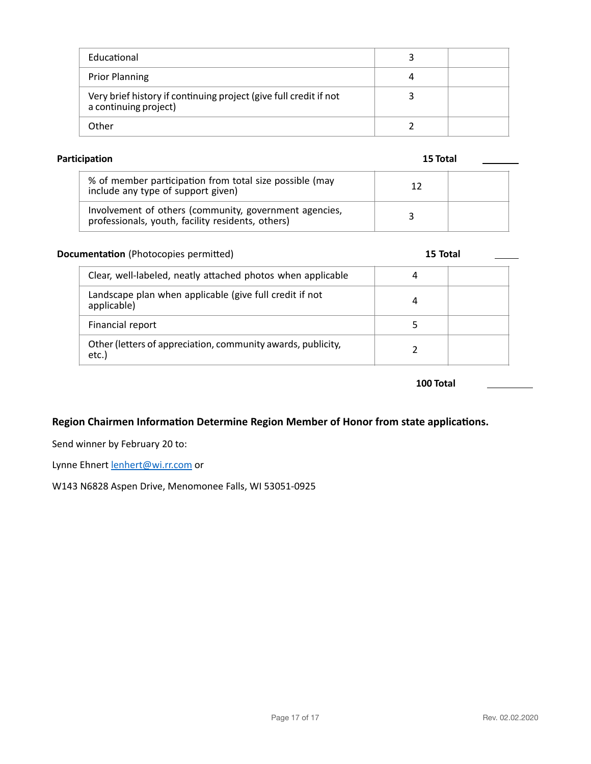| | | |
|---|---|---|
| Educational | 3 | |
| Prior Planning | 4 | |
| Very brief history if continuing project (give full credit if not a continuing project) | 3 | |
| Other | 2 | |

**Participation** **15 Total** _______

| | | |
|---|---|---|
| % of member participation from total size possible (may include any type of support given) | 12 | |
| Involvement of others (community, government agencies, professionals, youth, facility residents, others) | 3 | |

**Documentation** (Photocopies permitted) **15 Total** _____

| | | |
|---|---|---|
| Clear, well-labeled, neatly attached photos when applicable | 4 | |
| Landscape plan when applicable (give full credit if not applicable) | 4 | |
| Financial report | 5 | |
| Other (letters of appreciation, community awards, publicity, etc.) | 2 | |

**100 Total** __________

**Region Chairmen Information Determine Region Member of Honor from state applications.**

Send winner by February 20 to:

Lynne Ehnert lenhert@wi.rr.com or

W143 N6828 Aspen Drive, Menomonee Falls, WI 53051-0925